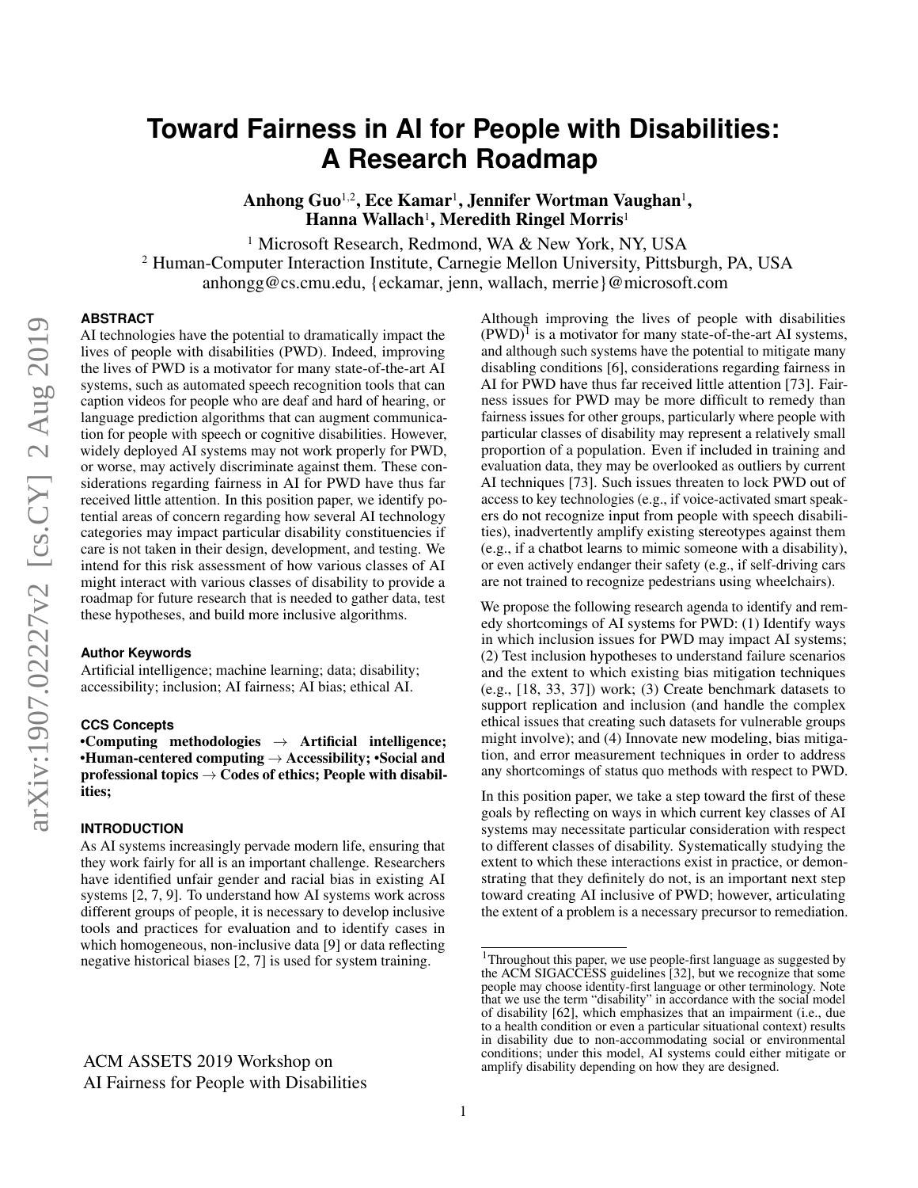# Toward Fairness in AI for People with Disabilities: A Research Roadmap

**Anhong Guo[1,2], Ece Kamar[1], Jennifer Wortman Vaughan[1], Hanna Wallach[1], Meredith Ringel Morris[1]**

[1] Microsoft Research, Redmond, WA & New York, NY, USA
[2] Human-Computer Interaction Institute, Carnegie Mellon University, Pittsburgh, PA, USA
anhongg@cs.cmu.edu, {eckamar, jenn, wallach, merrie}@microsoft.com

## ABSTRACT

AI technologies have the potential to dramatically impact the lives of people with disabilities (PWD). Indeed, improving the lives of PWD is a motivator for many state-of-the-art AI systems, such as automated speech recognition tools that can caption videos for people who are deaf and hard of hearing, or language prediction algorithms that can augment communication for people with speech or cognitive disabilities. However, widely deployed AI systems may not work properly for PWD, or worse, may actively discriminate against them. These considerations regarding fairness in AI for PWD have thus far received little attention. In this position paper, we identify potential areas of concern regarding how several AI technology categories may impact particular disability constituencies if care is not taken in their design, development, and testing. We intend for this risk assessment of how various classes of AI might interact with various classes of disability to provide a roadmap for future research that is needed to gather data, test these hypotheses, and build more inclusive algorithms.

### Author Keywords

Artificial intelligence; machine learning; data; disability; accessibility; inclusion; AI fairness; AI bias; ethical AI.

### CCS Concepts

**•Computing methodologies → Artificial intelligence; •Human-centered computing → Accessibility; •Social and professional topics → Codes of ethics; People with disabilities;**

## INTRODUCTION

As AI systems increasingly pervade modern life, ensuring that they work fairly for all is an important challenge. Researchers have identified unfair gender and racial bias in existing AI systems [2, 7, 9]. To understand how AI systems work across different groups of people, it is necessary to develop inclusive tools and practices for evaluation and to identify cases in which homogeneous, non-inclusive data [9] or data reflecting negative historical biases [2, 7] is used for system training.

Although improving the lives of people with disabilities (PWD)[1] is a motivator for many state-of-the-art AI systems, and although such systems have the potential to mitigate many disabling conditions [6], considerations regarding fairness in AI for PWD have thus far received little attention [73]. Fairness issues for PWD may be more difficult to remedy than fairness issues for other groups, particularly where people with particular classes of disability may represent a relatively small proportion of a population. Even if included in training and evaluation data, they may be overlooked as outliers by current AI techniques [73]. Such issues threaten to lock PWD out of access to key technologies (e.g., if voice-activated smart speakers do not recognize input from people with speech disabilities), inadvertently amplify existing stereotypes against them (e.g., if a chatbot learns to mimic someone with a disability), or even actively endanger their safety (e.g., if self-driving cars are not trained to recognize pedestrians using wheelchairs).

We propose the following research agenda to identify and remedy shortcomings of AI systems for PWD: (1) Identify ways in which inclusion issues for PWD may impact AI systems; (2) Test inclusion hypotheses to understand failure scenarios and the extent to which existing bias mitigation techniques (e.g., [18, 33, 37]) work; (3) Create benchmark datasets to support replication and inclusion (and handle the complex ethical issues that creating such datasets for vulnerable groups might involve); and (4) Innovate new modeling, bias mitigation, and error measurement techniques in order to address any shortcomings of status quo methods with respect to PWD.

In this position paper, we take a step toward the first of these goals by reflecting on ways in which current key classes of AI systems may necessitate particular consideration with respect to different classes of disability. Systematically studying the extent to which these interactions exist in practice, or demonstrating that they definitely do not, is an important next step toward creating AI inclusive of PWD; however, articulating the extent of a problem is a necessary precursor to remediation.

[1] Throughout this paper, we use people-first language as suggested by the ACM SIGACCESS guidelines [32], but we recognize that some people may choose identity-first language or other terminology. Note that we use the term "disability" in accordance with the social model of disability [62], which emphasizes that an impairment (i.e., due to a health condition or even a particular situational context) results in disability due to non-accommodating social or environmental conditions; under this model, AI systems could either mitigate or amplify disability depending on how they are designed.

ACM ASSETS 2019 Workshop on AI Fairness for People with Disabilities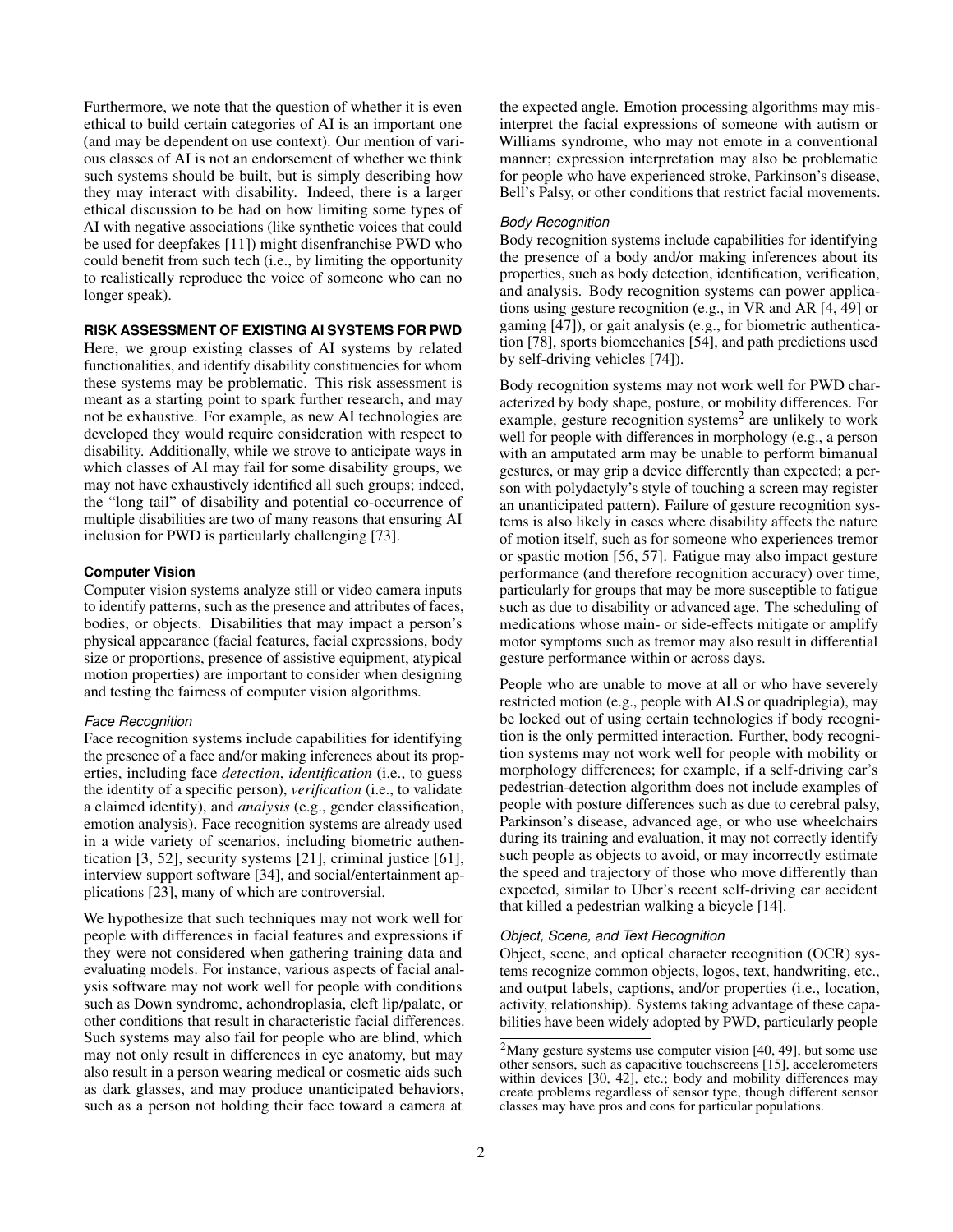Furthermore, we note that the question of whether it is even ethical to build certain categories of AI is an important one (and may be dependent on use context). Our mention of various classes of AI is not an endorsement of whether we think such systems should be built, but is simply describing how they may interact with disability. Indeed, there is a larger ethical discussion to be had on how limiting some types of AI with negative associations (like synthetic voices that could be used for deepfakes [11]) might disenfranchise PWD who could benefit from such tech (i.e., by limiting the opportunity to realistically reproduce the voice of someone who can no longer speak).

## RISK ASSESSMENT OF EXISTING AI SYSTEMS FOR PWD

Here, we group existing classes of AI systems by related functionalities, and identify disability constituencies for whom these systems may be problematic. This risk assessment is meant as a starting point to spark further research, and may not be exhaustive. For example, as new AI technologies are developed they would require consideration with respect to disability. Additionally, while we strove to anticipate ways in which classes of AI may fail for some disability groups, we may not have exhaustively identified all such groups; indeed, the "long tail" of disability and potential co-occurrence of multiple disabilities are two of many reasons that ensuring AI inclusion for PWD is particularly challenging [73].

### Computer Vision

Computer vision systems analyze still or video camera inputs to identify patterns, such as the presence and attributes of faces, bodies, or objects. Disabilities that may impact a person's physical appearance (facial features, facial expressions, body size or proportions, presence of assistive equipment, atypical motion properties) are important to consider when designing and testing the fairness of computer vision algorithms.

#### *Face Recognition*

Face recognition systems include capabilities for identifying the presence of a face and/or making inferences about its properties, including face *detection*, *identification* (i.e., to guess the identity of a specific person), *verification* (i.e., to validate a claimed identity), and *analysis* (e.g., gender classification, emotion analysis). Face recognition systems are already used in a wide variety of scenarios, including biometric authentication [3, 52], security systems [21], criminal justice [61], interview support software [34], and social/entertainment applications [23], many of which are controversial.

We hypothesize that such techniques may not work well for people with differences in facial features and expressions if they were not considered when gathering training data and evaluating models. For instance, various aspects of facial analysis software may not work well for people with conditions such as Down syndrome, achondroplasia, cleft lip/palate, or other conditions that result in characteristic facial differences. Such systems may also fail for people who are blind, which may not only result in differences in eye anatomy, but may also result in a person wearing medical or cosmetic aids such as dark glasses, and may produce unanticipated behaviors, such as a person not holding their face toward a camera at the expected angle. Emotion processing algorithms may misinterpret the facial expressions of someone with autism or Williams syndrome, who may not emote in a conventional manner; expression interpretation may also be problematic for people who have experienced stroke, Parkinson's disease, Bell's Palsy, or other conditions that restrict facial movements.

#### *Body Recognition*

Body recognition systems include capabilities for identifying the presence of a body and/or making inferences about its properties, such as body detection, identification, verification, and analysis. Body recognition systems can power applications using gesture recognition (e.g., in VR and AR [4, 49] or gaming [47]), or gait analysis (e.g., for biometric authentication [78], sports biomechanics [54], and path predictions used by self-driving vehicles [74]).

Body recognition systems may not work well for PWD characterized by body shape, posture, or mobility differences. For example, gesture recognition systems[2] are unlikely to work well for people with differences in morphology (e.g., a person with an amputated arm may be unable to perform bimanual gestures, or may grip a device differently than expected; a person with polydactyly's style of touching a screen may register an unanticipated pattern). Failure of gesture recognition systems is also likely in cases where disability affects the nature of motion itself, such as for someone who experiences tremor or spastic motion [56, 57]. Fatigue may also impact gesture performance (and therefore recognition accuracy) over time, particularly for groups that may be more susceptible to fatigue such as due to disability or advanced age. The scheduling of medications whose main- or side-effects mitigate or amplify motor symptoms such as tremor may also result in differential gesture performance within or across days.

People who are unable to move at all or who have severely restricted motion (e.g., people with ALS or quadriplegia), may be locked out of using certain technologies if body recognition is the only permitted interaction. Further, body recognition systems may not work well for people with mobility or morphology differences; for example, if a self-driving car's pedestrian-detection algorithm does not include examples of people with posture differences such as due to cerebral palsy, Parkinson's disease, advanced age, or who use wheelchairs during its training and evaluation, it may not correctly identify such people as objects to avoid, or may incorrectly estimate the speed and trajectory of those who move differently than expected, similar to Uber's recent self-driving car accident that killed a pedestrian walking a bicycle [14].

#### *Object, Scene, and Text Recognition*

Object, scene, and optical character recognition (OCR) systems recognize common objects, logos, text, handwriting, etc., and output labels, captions, and/or properties (i.e., location, activity, relationship). Systems taking advantage of these capabilities have been widely adopted by PWD, particularly people

[2] Many gesture systems use computer vision [40, 49], but some use other sensors, such as capacitive touchscreens [15], accelerometers within devices [30, 42], etc.; body and mobility differences may create problems regardless of sensor type, though different sensor classes may have pros and cons for particular populations.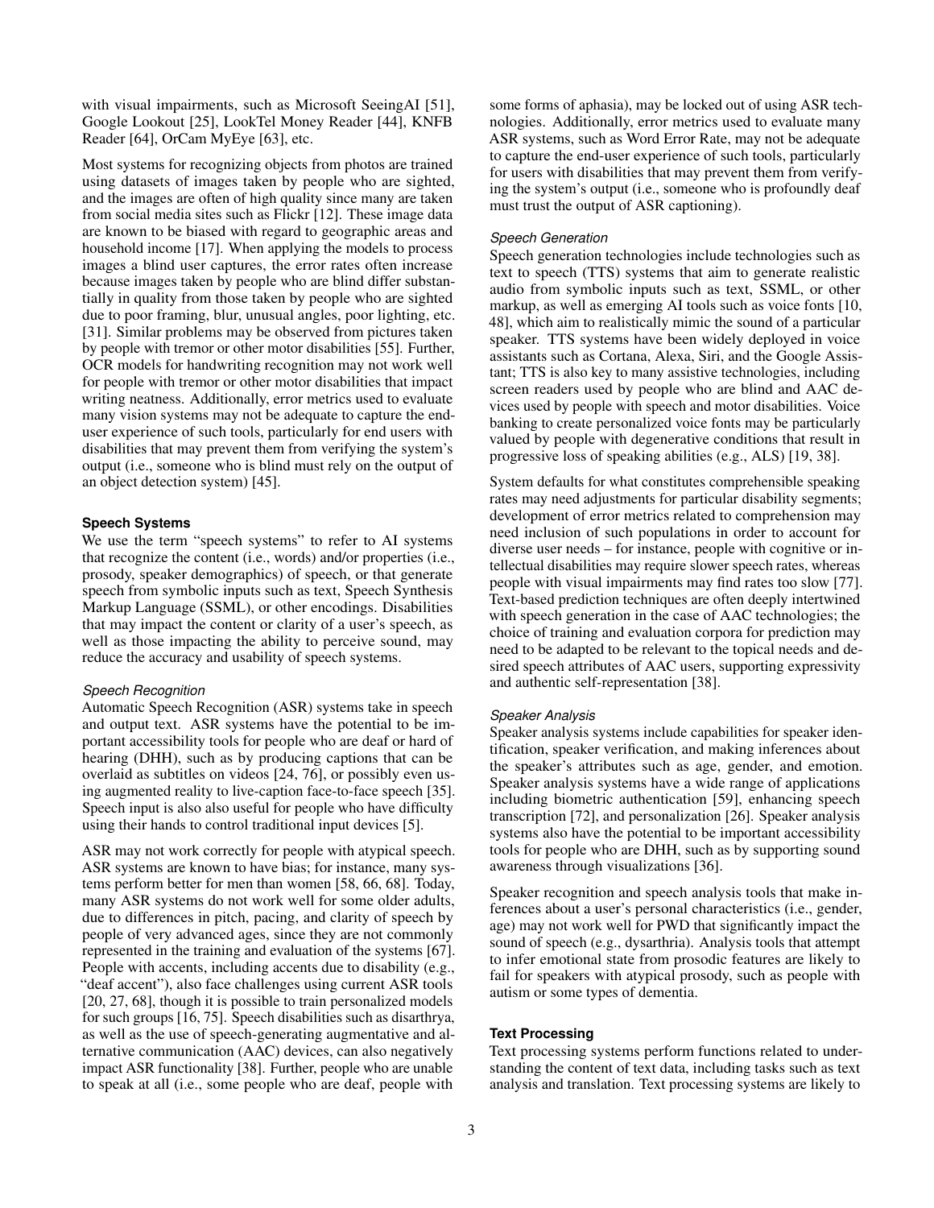with visual impairments, such as Microsoft SeeingAI [51], Google Lookout [25], LookTel Money Reader [44], KNFB Reader [64], OrCam MyEye [63], etc.

Most systems for recognizing objects from photos are trained using datasets of images taken by people who are sighted, and the images are often of high quality since many are taken from social media sites such as Flickr [12]. These image data are known to be biased with regard to geographic areas and household income [17]. When applying the models to process images a blind user captures, the error rates often increase because images taken by people who are blind differ substantially in quality from those taken by people who are sighted due to poor framing, blur, unusual angles, poor lighting, etc. [31]. Similar problems may be observed from pictures taken by people with tremor or other motor disabilities [55]. Further, OCR models for handwriting recognition may not work well for people with tremor or other motor disabilities that impact writing neatness. Additionally, error metrics used to evaluate many vision systems may not be adequate to capture the end-user experience of such tools, particularly for end users with disabilities that may prevent them from verifying the system's output (i.e., someone who is blind must rely on the output of an object detection system) [45].

### Speech Systems

We use the term "speech systems" to refer to AI systems that recognize the content (i.e., words) and/or properties (i.e., prosody, speaker demographics) of speech, or that generate speech from symbolic inputs such as text, Speech Synthesis Markup Language (SSML), or other encodings. Disabilities that may impact the content or clarity of a user's speech, as well as those impacting the ability to perceive sound, may reduce the accuracy and usability of speech systems.

#### *Speech Recognition*

Automatic Speech Recognition (ASR) systems take in speech and output text. ASR systems have the potential to be important accessibility tools for people who are deaf or hard of hearing (DHH), such as by producing captions that can be overlaid as subtitles on videos [24, 76], or possibly even using augmented reality to live-caption face-to-face speech [35]. Speech input is also also useful for people who have difficulty using their hands to control traditional input devices [5].

ASR may not work correctly for people with atypical speech. ASR systems are known to have bias; for instance, many systems perform better for men than women [58, 66, 68]. Today, many ASR systems do not work well for some older adults, due to differences in pitch, pacing, and clarity of speech by people of very advanced ages, since they are not commonly represented in the training and evaluation of the systems [67]. People with accents, including accents due to disability (e.g., "deaf accent"), also face challenges using current ASR tools [20, 27, 68], though it is possible to train personalized models for such groups [16, 75]. Speech disabilities such as disarthrya, as well as the use of speech-generating augmentative and alternative communication (AAC) devices, can also negatively impact ASR functionality [38]. Further, people who are unable to speak at all (i.e., some people who are deaf, people with some forms of aphasia), may be locked out of using ASR technologies. Additionally, error metrics used to evaluate many ASR systems, such as Word Error Rate, may not be adequate to capture the end-user experience of such tools, particularly for users with disabilities that may prevent them from verifying the system's output (i.e., someone who is profoundly deaf must trust the output of ASR captioning).

#### *Speech Generation*

Speech generation technologies include technologies such as text to speech (TTS) systems that aim to generate realistic audio from symbolic inputs such as text, SSML, or other markup, as well as emerging AI tools such as voice fonts [10, 48], which aim to realistically mimic the sound of a particular speaker. TTS systems have been widely deployed in voice assistants such as Cortana, Alexa, Siri, and the Google Assistant; TTS is also key to many assistive technologies, including screen readers used by people who are blind and AAC devices used by people with speech and motor disabilities. Voice banking to create personalized voice fonts may be particularly valued by people with degenerative conditions that result in progressive loss of speaking abilities (e.g., ALS) [19, 38].

System defaults for what constitutes comprehensible speaking rates may need adjustments for particular disability segments; development of error metrics related to comprehension may need inclusion of such populations in order to account for diverse user needs – for instance, people with cognitive or intellectual disabilities may require slower speech rates, whereas people with visual impairments may find rates too slow [77]. Text-based prediction techniques are often deeply intertwined with speech generation in the case of AAC technologies; the choice of training and evaluation corpora for prediction may need to be adapted to be relevant to the topical needs and desired speech attributes of AAC users, supporting expressivity and authentic self-representation [38].

#### *Speaker Analysis*

Speaker analysis systems include capabilities for speaker identification, speaker verification, and making inferences about the speaker's attributes such as age, gender, and emotion. Speaker analysis systems have a wide range of applications including biometric authentication [59], enhancing speech transcription [72], and personalization [26]. Speaker analysis systems also have the potential to be important accessibility tools for people who are DHH, such as by supporting sound awareness through visualizations [36].

Speaker recognition and speech analysis tools that make inferences about a user's personal characteristics (i.e., gender, age) may not work well for PWD that significantly impact the sound of speech (e.g., dysarthria). Analysis tools that attempt to infer emotional state from prosodic features are likely to fail for speakers with atypical prosody, such as people with autism or some types of dementia.

### Text Processing

Text processing systems perform functions related to understanding the content of text data, including tasks such as text analysis and translation. Text processing systems are likely to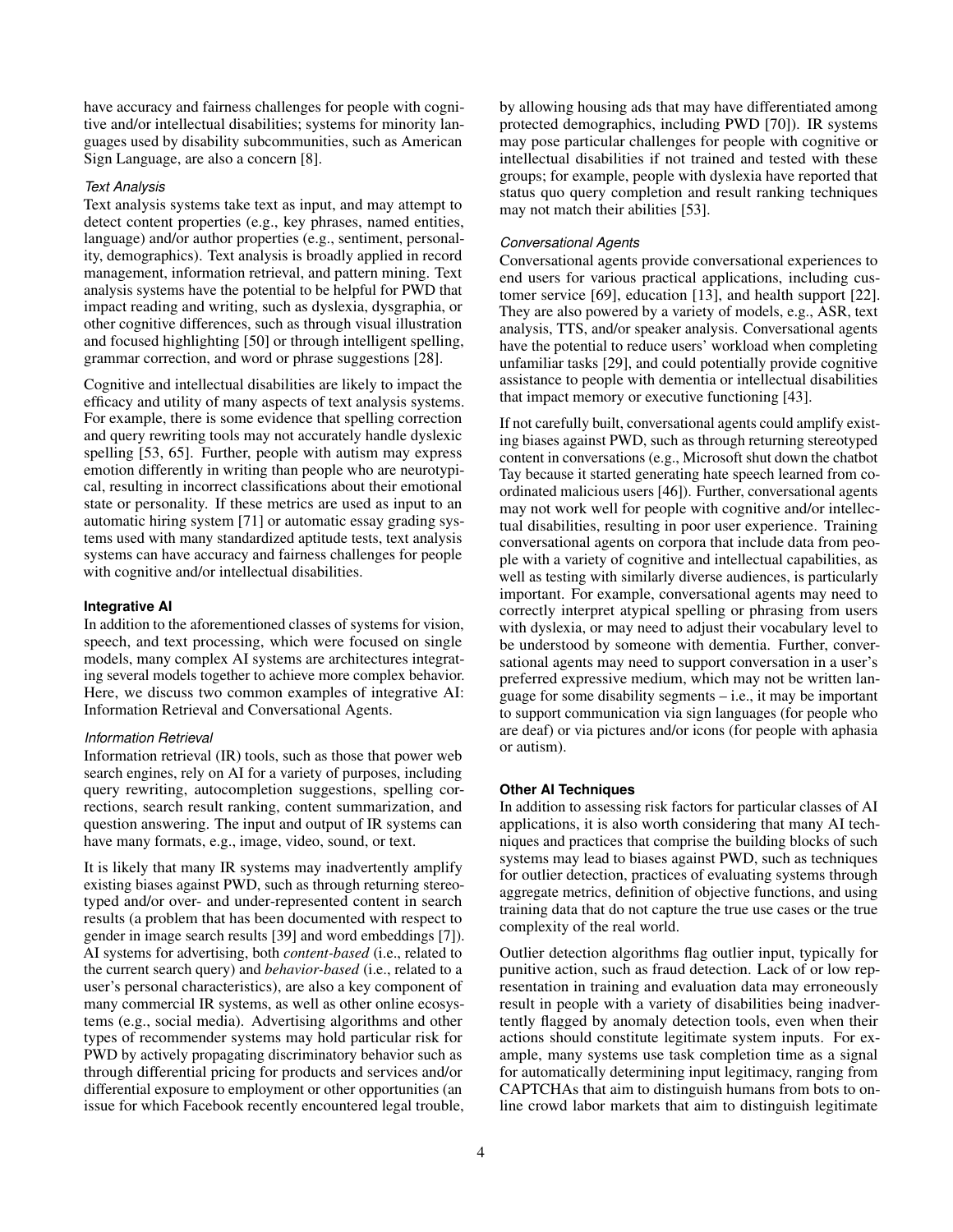have accuracy and fairness challenges for people with cognitive and/or intellectual disabilities; systems for minority languages used by disability subcommunities, such as American Sign Language, are also a concern [8].

#### *Text Analysis*

Text analysis systems take text as input, and may attempt to detect content properties (e.g., key phrases, named entities, language) and/or author properties (e.g., sentiment, personality, demographics). Text analysis is broadly applied in record management, information retrieval, and pattern mining. Text analysis systems have the potential to be helpful for PWD that impact reading and writing, such as dyslexia, dysgraphia, or other cognitive differences, such as through visual illustration and focused highlighting [50] or through intelligent spelling, grammar correction, and word or phrase suggestions [28].

Cognitive and intellectual disabilities are likely to impact the efficacy and utility of many aspects of text analysis systems. For example, there is some evidence that spelling correction and query rewriting tools may not accurately handle dyslexic spelling [53, 65]. Further, people with autism may express emotion differently in writing than people who are neurotypical, resulting in incorrect classifications about their emotional state or personality. If these metrics are used as input to an automatic hiring system [71] or automatic essay grading systems used with many standardized aptitude tests, text analysis systems can have accuracy and fairness challenges for people with cognitive and/or intellectual disabilities.

### **Integrative AI**

In addition to the aforementioned classes of systems for vision, speech, and text processing, which were focused on single models, many complex AI systems are architectures integrating several models together to achieve more complex behavior. Here, we discuss two common examples of integrative AI: Information Retrieval and Conversational Agents.

#### *Information Retrieval*

Information retrieval (IR) tools, such as those that power web search engines, rely on AI for a variety of purposes, including query rewriting, autocompletion suggestions, spelling corrections, search result ranking, content summarization, and question answering. The input and output of IR systems can have many formats, e.g., image, video, sound, or text.

It is likely that many IR systems may inadvertently amplify existing biases against PWD, such as through returning stereotyped and/or over- and under-represented content in search results (a problem that has been documented with respect to gender in image search results [39] and word embeddings [7]). AI systems for advertising, both *content-based* (i.e., related to the current search query) and *behavior-based* (i.e., related to a user's personal characteristics), are also a key component of many commercial IR systems, as well as other online ecosystems (e.g., social media). Advertising algorithms and other types of recommender systems may hold particular risk for PWD by actively propagating discriminatory behavior such as through differential pricing for products and services and/or differential exposure to employment or other opportunities (an issue for which Facebook recently encountered legal trouble, by allowing housing ads that may have differentiated among protected demographics, including PWD [70]). IR systems may pose particular challenges for people with cognitive or intellectual disabilities if not trained and tested with these groups; for example, people with dyslexia have reported that status quo query completion and result ranking techniques may not match their abilities [53].

#### *Conversational Agents*

Conversational agents provide conversational experiences to end users for various practical applications, including customer service [69], education [13], and health support [22]. They are also powered by a variety of models, e.g., ASR, text analysis, TTS, and/or speaker analysis. Conversational agents have the potential to reduce users' workload when completing unfamiliar tasks [29], and could potentially provide cognitive assistance to people with dementia or intellectual disabilities that impact memory or executive functioning [43].

If not carefully built, conversational agents could amplify existing biases against PWD, such as through returning stereotyped content in conversations (e.g., Microsoft shut down the chatbot Tay because it started generating hate speech learned from coordinated malicious users [46]). Further, conversational agents may not work well for people with cognitive and/or intellectual disabilities, resulting in poor user experience. Training conversational agents on corpora that include data from people with a variety of cognitive and intellectual capabilities, as well as testing with similarly diverse audiences, is particularly important. For example, conversational agents may need to correctly interpret atypical spelling or phrasing from users with dyslexia, or may need to adjust their vocabulary level to be understood by someone with dementia. Further, conversational agents may need to support conversation in a user's preferred expressive medium, which may not be written language for some disability segments – i.e., it may be important to support communication via sign languages (for people who are deaf) or via pictures and/or icons (for people with aphasia or autism).

### **Other AI Techniques**

In addition to assessing risk factors for particular classes of AI applications, it is also worth considering that many AI techniques and practices that comprise the building blocks of such systems may lead to biases against PWD, such as techniques for outlier detection, practices of evaluating systems through aggregate metrics, definition of objective functions, and using training data that do not capture the true use cases or the true complexity of the real world.

Outlier detection algorithms flag outlier input, typically for punitive action, such as fraud detection. Lack of or low representation in training and evaluation data may erroneously result in people with a variety of disabilities being inadvertently flagged by anomaly detection tools, even when their actions should constitute legitimate system inputs. For example, many systems use task completion time as a signal for automatically determining input legitimacy, ranging from CAPTCHAs that aim to distinguish humans from bots to online crowd labor markets that aim to distinguish legitimate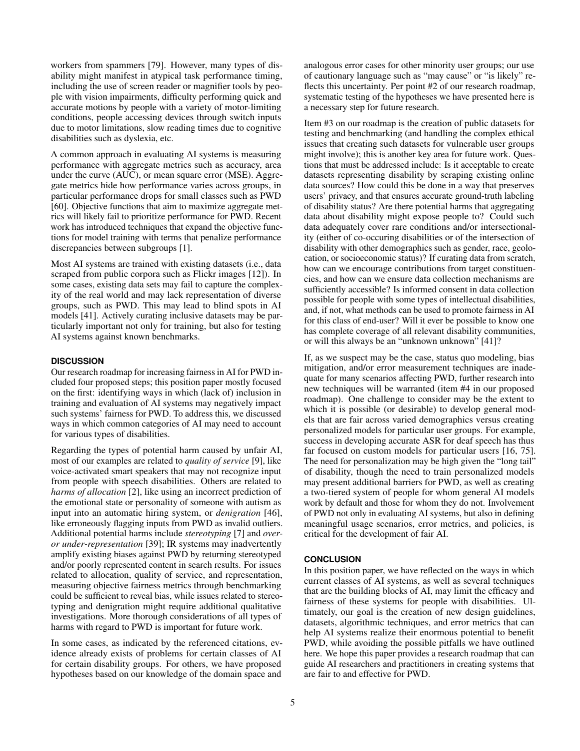workers from spammers [79]. However, many types of disability might manifest in atypical task performance timing, including the use of screen reader or magnifier tools by people with vision impairments, difficulty performing quick and accurate motions by people with a variety of motor-limiting conditions, people accessing devices through switch inputs due to motor limitations, slow reading times due to cognitive disabilities such as dyslexia, etc.

A common approach in evaluating AI systems is measuring performance with aggregate metrics such as accuracy, area under the curve (AUC), or mean square error (MSE). Aggregate metrics hide how performance varies across groups, in particular performance drops for small classes such as PWD [60]. Objective functions that aim to maximize aggregate metrics will likely fail to prioritize performance for PWD. Recent work has introduced techniques that expand the objective functions for model training with terms that penalize performance discrepancies between subgroups [1].

Most AI systems are trained with existing datasets (i.e., data scraped from public corpora such as Flickr images [12]). In some cases, existing data sets may fail to capture the complexity of the real world and may lack representation of diverse groups, such as PWD. This may lead to blind spots in AI models [41]. Actively curating inclusive datasets may be particularly important not only for training, but also for testing AI systems against known benchmarks.

## DISCUSSION

Our research roadmap for increasing fairness in AI for PWD included four proposed steps; this position paper mostly focused on the first: identifying ways in which (lack of) inclusion in training and evaluation of AI systems may negatively impact such systems' fairness for PWD. To address this, we discussed ways in which common categories of AI may need to account for various types of disabilities.

Regarding the types of potential harm caused by unfair AI, most of our examples are related to *quality of service* [9], like voice-activated smart speakers that may not recognize input from people with speech disabilities. Others are related to *harms of allocation* [2], like using an incorrect prediction of the emotional state or personality of someone with autism as input into an automatic hiring system, or *denigration* [46], like erroneously flagging inputs from PWD as invalid outliers. Additional potential harms include *stereotyping* [7] and *over- or under-representation* [39]; IR systems may inadvertently amplify existing biases against PWD by returning stereotyped and/or poorly represented content in search results. For issues related to allocation, quality of service, and representation, measuring objective fairness metrics through benchmarking could be sufficient to reveal bias, while issues related to stereotyping and denigration might require additional qualitative investigations. More thorough considerations of all types of harms with regard to PWD is important for future work.

In some cases, as indicated by the referenced citations, evidence already exists of problems for certain classes of AI for certain disability groups. For others, we have proposed hypotheses based on our knowledge of the domain space and analogous error cases for other minority user groups; our use of cautionary language such as "may cause" or "is likely" reflects this uncertainty. Per point #2 of our research roadmap, systematic testing of the hypotheses we have presented here is a necessary step for future research.

Item #3 on our roadmap is the creation of public datasets for testing and benchmarking (and handling the complex ethical issues that creating such datasets for vulnerable user groups might involve); this is another key area for future work. Questions that must be addressed include: Is it acceptable to create datasets representing disability by scraping existing online data sources? How could this be done in a way that preserves users' privacy, and that ensures accurate ground-truth labeling of disability status? Are there potential harms that aggregating data about disability might expose people to? Could such data adequately cover rare conditions and/or intersectionality (either of co-occuring disabilities or of the intersection of disability with other demographics such as gender, race, geolocation, or socioeconomic status)? If curating data from scratch, how can we encourage contributions from target constituencies, and how can we ensure data collection mechanisms are sufficiently accessible? Is informed consent in data collection possible for people with some types of intellectual disabilities, and, if not, what methods can be used to promote fairness in AI for this class of end-user? Will it ever be possible to know one has complete coverage of all relevant disability communities, or will this always be an "unknown unknown" [41]?

If, as we suspect may be the case, status quo modeling, bias mitigation, and/or error measurement techniques are inadequate for many scenarios affecting PWD, further research into new techniques will be warranted (item #4 in our proposed roadmap). One challenge to consider may be the extent to which it is possible (or desirable) to develop general models that are fair across varied demographics versus creating personalized models for particular user groups. For example, success in developing accurate ASR for deaf speech has thus far focused on custom models for particular users [16, 75]. The need for personalization may be high given the "long tail" of disability, though the need to train personalized models may present additional barriers for PWD, as well as creating a two-tiered system of people for whom general AI models work by default and those for whom they do not. Involvement of PWD not only in evaluating AI systems, but also in defining meaningful usage scenarios, error metrics, and policies, is critical for the development of fair AI.

## CONCLUSION

In this position paper, we have reflected on the ways in which current classes of AI systems, as well as several techniques that are the building blocks of AI, may limit the efficacy and fairness of these systems for people with disabilities. Ultimately, our goal is the creation of new design guidelines, datasets, algorithmic techniques, and error metrics that can help AI systems realize their enormous potential to benefit PWD, while avoiding the possible pitfalls we have outlined here. We hope this paper provides a research roadmap that can guide AI researchers and practitioners in creating systems that are fair to and effective for PWD.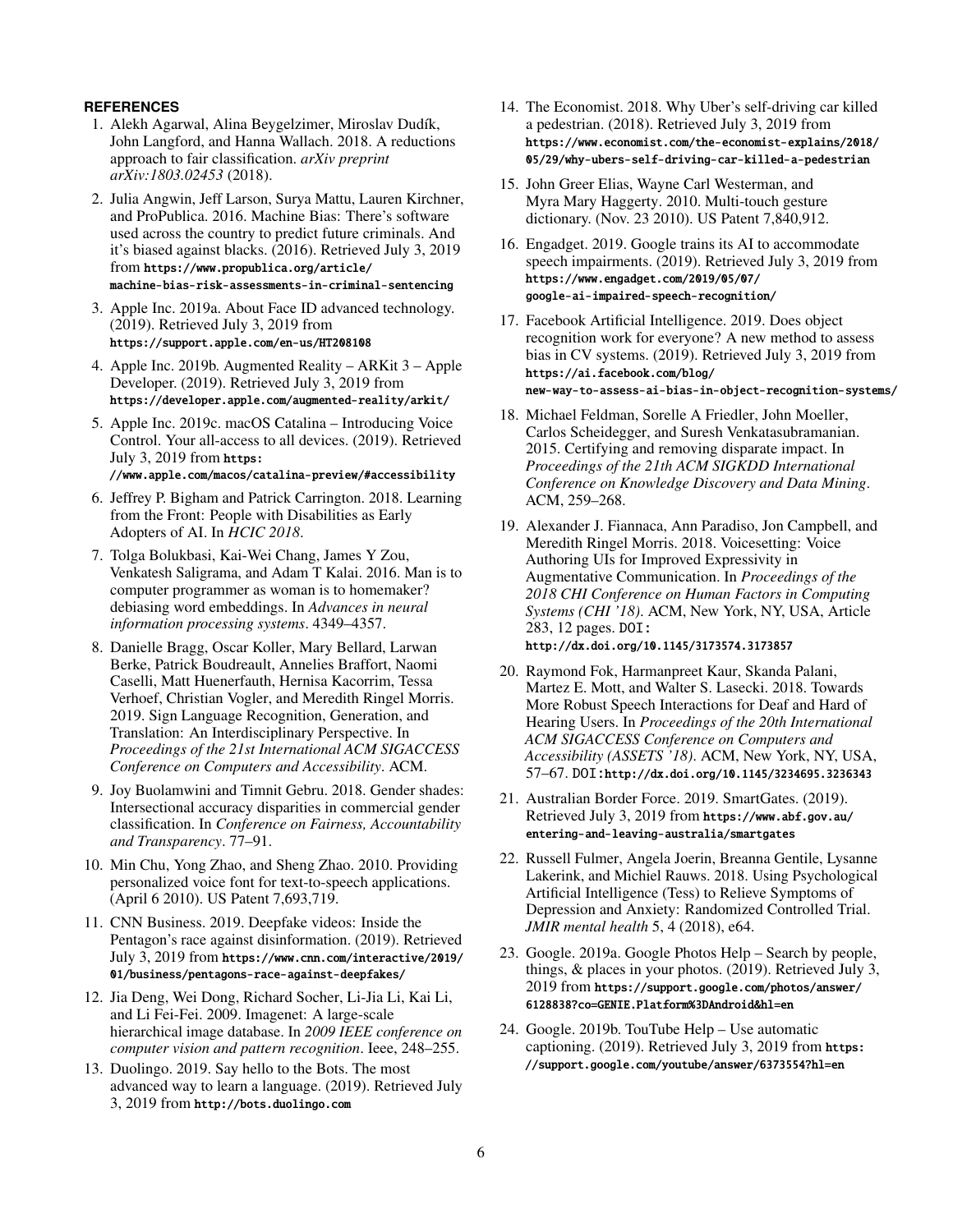## REFERENCES

1. Alekh Agarwal, Alina Beygelzimer, Miroslav Dudík, John Langford, and Hanna Wallach. 2018. A reductions approach to fair classification. *arXiv preprint arXiv:1803.02453* (2018).
2. Julia Angwin, Jeff Larson, Surya Mattu, Lauren Kirchner, and ProPublica. 2016. Machine Bias: There's software used across the country to predict future criminals. And it's biased against blacks. (2016). Retrieved July 3, 2019 from `https://www.propublica.org/article/machine-bias-risk-assessments-in-criminal-sentencing`
3. Apple Inc. 2019a. About Face ID advanced technology. (2019). Retrieved July 3, 2019 from `https://support.apple.com/en-us/HT208108`
4. Apple Inc. 2019b. Augmented Reality – ARKit 3 – Apple Developer. (2019). Retrieved July 3, 2019 from `https://developer.apple.com/augmented-reality/arkit/`
5. Apple Inc. 2019c. macOS Catalina – Introducing Voice Control. Your all-access to all devices. (2019). Retrieved July 3, 2019 from `https://www.apple.com/macos/catalina-preview/#accessibility`
6. Jeffrey P. Bigham and Patrick Carrington. 2018. Learning from the Front: People with Disabilities as Early Adopters of AI. In *HCIC 2018*.
7. Tolga Bolukbasi, Kai-Wei Chang, James Y Zou, Venkatesh Saligrama, and Adam T Kalai. 2016. Man is to computer programmer as woman is to homemaker? debiasing word embeddings. In *Advances in neural information processing systems*. 4349–4357.
8. Danielle Bragg, Oscar Koller, Mary Bellard, Larwan Berke, Patrick Boudreault, Annelies Braffort, Naomi Caselli, Matt Huenerfauth, Hernisa Kacorrim, Tessa Verhoef, Christian Vogler, and Meredith Ringel Morris. 2019. Sign Language Recognition, Generation, and Translation: An Interdisciplinary Perspective. In *Proceedings of the 21st International ACM SIGACCESS Conference on Computers and Accessibility*. ACM.
9. Joy Buolamwini and Timnit Gebru. 2018. Gender shades: Intersectional accuracy disparities in commercial gender classification. In *Conference on Fairness, Accountability and Transparency*. 77–91.
10. Min Chu, Yong Zhao, and Sheng Zhao. 2010. Providing personalized voice font for text-to-speech applications. (April 6 2010). US Patent 7,693,719.
11. CNN Business. 2019. Deepfake videos: Inside the Pentagon's race against disinformation. (2019). Retrieved July 3, 2019 from `https://www.cnn.com/interactive/2019/01/business/pentagons-race-against-deepfakes/`
12. Jia Deng, Wei Dong, Richard Socher, Li-Jia Li, Kai Li, and Li Fei-Fei. 2009. Imagenet: A large-scale hierarchical image database. In *2009 IEEE conference on computer vision and pattern recognition*. Ieee, 248–255.
13. Duolingo. 2019. Say hello to the Bots. The most advanced way to learn a language. (2019). Retrieved July 3, 2019 from `http://bots.duolingo.com`
14. The Economist. 2018. Why Uber's self-driving car killed a pedestrian. (2018). Retrieved July 3, 2019 from `https://www.economist.com/the-economist-explains/2018/05/29/why-ubers-self-driving-car-killed-a-pedestrian`
15. John Greer Elias, Wayne Carl Westerman, and Myra Mary Haggerty. 2010. Multi-touch gesture dictionary. (Nov. 23 2010). US Patent 7,840,912.
16. Engadget. 2019. Google trains its AI to accommodate speech impairments. (2019). Retrieved July 3, 2019 from `https://www.engadget.com/2019/05/07/google-ai-impaired-speech-recognition/`
17. Facebook Artificial Intelligence. 2019. Does object recognition work for everyone? A new method to assess bias in CV systems. (2019). Retrieved July 3, 2019 from `https://ai.facebook.com/blog/new-way-to-assess-ai-bias-in-object-recognition-systems/`
18. Michael Feldman, Sorelle A Friedler, John Moeller, Carlos Scheidegger, and Suresh Venkatasubramanian. 2015. Certifying and removing disparate impact. In *Proceedings of the 21th ACM SIGKDD International Conference on Knowledge Discovery and Data Mining*. ACM, 259–268.
19. Alexander J. Fiannaca, Ann Paradiso, Jon Campbell, and Meredith Ringel Morris. 2018. Voicesetting: Voice Authoring UIs for Improved Expressivity in Augmentative Communication. In *Proceedings of the 2018 CHI Conference on Human Factors in Computing Systems (CHI '18)*. ACM, New York, NY, USA, Article 283, 12 pages. DOI: `http://dx.doi.org/10.1145/3173574.3173857`
20. Raymond Fok, Harmanpreet Kaur, Skanda Palani, Martez E. Mott, and Walter S. Lasecki. 2018. Towards More Robust Speech Interactions for Deaf and Hard of Hearing Users. In *Proceedings of the 20th International ACM SIGACCESS Conference on Computers and Accessibility (ASSETS '18)*. ACM, New York, NY, USA, 57–67. DOI: `http://dx.doi.org/10.1145/3234695.3236343`
21. Australian Border Force. 2019. SmartGates. (2019). Retrieved July 3, 2019 from `https://www.abf.gov.au/entering-and-leaving-australia/smartgates`
22. Russell Fulmer, Angela Joerin, Breanna Gentile, Lysanne Lakerink, and Michiel Rauws. 2018. Using Psychological Artificial Intelligence (Tess) to Relieve Symptoms of Depression and Anxiety: Randomized Controlled Trial. *JMIR mental health* 5, 4 (2018), e64.
23. Google. 2019a. Google Photos Help – Search by people, things, & places in your photos. (2019). Retrieved July 3, 2019 from `https://support.google.com/photos/answer/6128838?co=GENIE.Platform%3DAndroid&hl=en`
24. Google. 2019b. TouTube Help – Use automatic captioning. (2019). Retrieved July 3, 2019 from `https://support.google.com/youtube/answer/6373554?hl=en`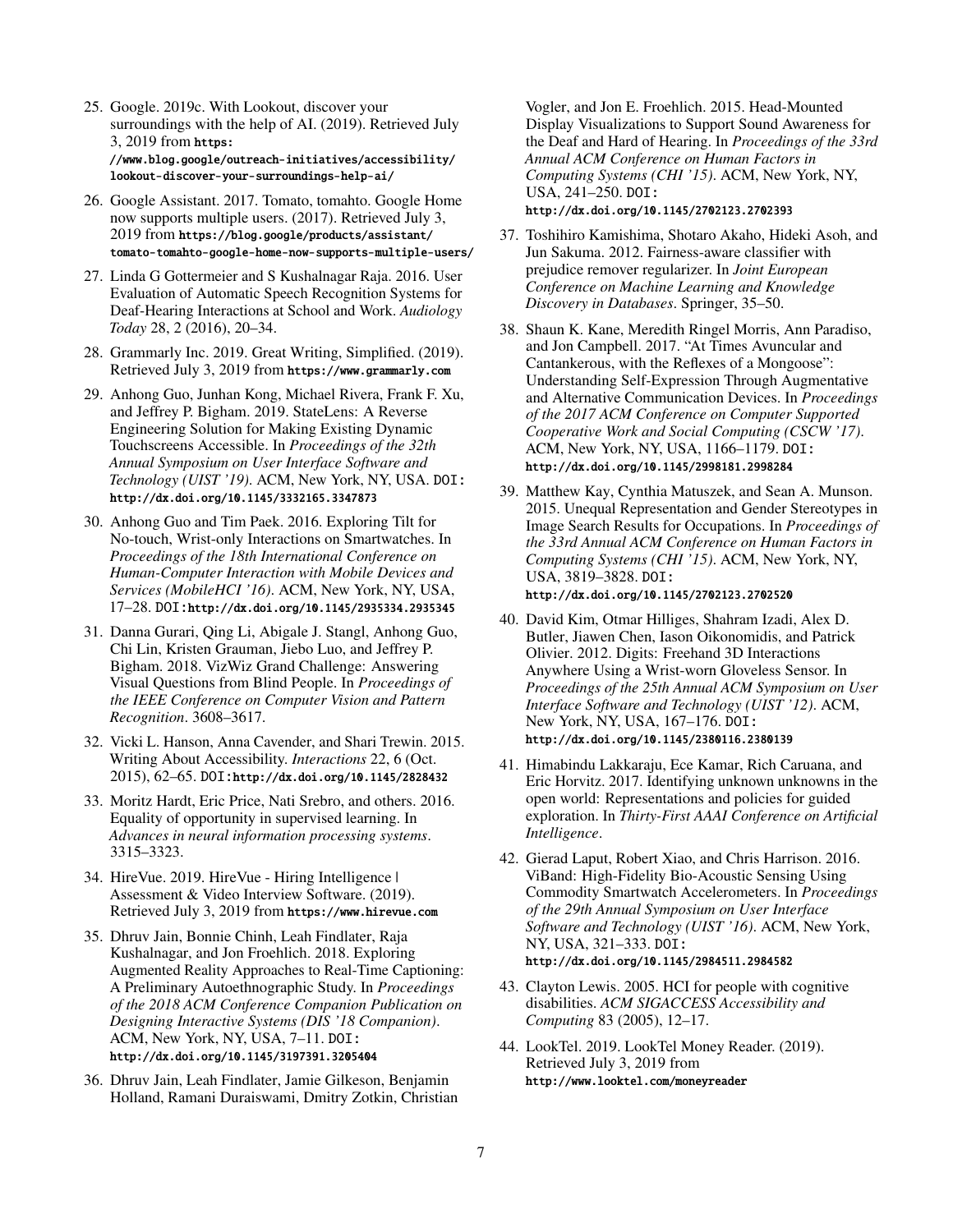25. Google. 2019c. With Lookout, discover your surroundings with the help of AI. (2019). Retrieved July 3, 2019 from https://www.blog.google/outreach-initiatives/accessibility/lookout-discover-your-surroundings-help-ai/

26. Google Assistant. 2017. Tomato, tomahto. Google Home now supports multiple users. (2017). Retrieved July 3, 2019 from https://blog.google/products/assistant/tomato-tomahto-google-home-now-supports-multiple-users/

27. Linda G Gottermeier and S Kushalnagar Raja. 2016. User Evaluation of Automatic Speech Recognition Systems for Deaf-Hearing Interactions at School and Work. *Audiology Today* 28, 2 (2016), 20–34.

28. Grammarly Inc. 2019. Great Writing, Simplified. (2019). Retrieved July 3, 2019 from https://www.grammarly.com

29. Anhong Guo, Junhan Kong, Michael Rivera, Frank F. Xu, and Jeffrey P. Bigham. 2019. StateLens: A Reverse Engineering Solution for Making Existing Dynamic Touchscreens Accessible. In *Proceedings of the 32th Annual Symposium on User Interface Software and Technology (UIST '19)*. ACM, New York, NY, USA. DOI: http://dx.doi.org/10.1145/3332165.3347873

30. Anhong Guo and Tim Paek. 2016. Exploring Tilt for No-touch, Wrist-only Interactions on Smartwatches. In *Proceedings of the 18th International Conference on Human-Computer Interaction with Mobile Devices and Services (MobileHCI '16)*. ACM, New York, NY, USA, 17–28. DOI: http://dx.doi.org/10.1145/2935334.2935345

31. Danna Gurari, Qing Li, Abigale J. Stangl, Anhong Guo, Chi Lin, Kristen Grauman, Jiebo Luo, and Jeffrey P. Bigham. 2018. VizWiz Grand Challenge: Answering Visual Questions from Blind People. In *Proceedings of the IEEE Conference on Computer Vision and Pattern Recognition*. 3608–3617.

32. Vicki L. Hanson, Anna Cavender, and Shari Trewin. 2015. Writing About Accessibility. *Interactions* 22, 6 (Oct. 2015), 62–65. DOI: http://dx.doi.org/10.1145/2828432

33. Moritz Hardt, Eric Price, Nati Srebro, and others. 2016. Equality of opportunity in supervised learning. In *Advances in neural information processing systems*. 3315–3323.

34. HireVue. 2019. HireVue - Hiring Intelligence | Assessment & Video Interview Software. (2019). Retrieved July 3, 2019 from https://www.hirevue.com

35. Dhruv Jain, Bonnie Chinh, Leah Findlater, Raja Kushalnagar, and Jon Froehlich. 2018. Exploring Augmented Reality Approaches to Real-Time Captioning: A Preliminary Autoethnographic Study. In *Proceedings of the 2018 ACM Conference Companion Publication on Designing Interactive Systems (DIS '18 Companion)*. ACM, New York, NY, USA, 7–11. DOI: http://dx.doi.org/10.1145/3197391.3205404

36. Dhruv Jain, Leah Findlater, Jamie Gilkeson, Benjamin Holland, Ramani Duraiswami, Dmitry Zotkin, Christian Vogler, and Jon E. Froehlich. 2015. Head-Mounted Display Visualizations to Support Sound Awareness for the Deaf and Hard of Hearing. In *Proceedings of the 33rd Annual ACM Conference on Human Factors in Computing Systems (CHI '15)*. ACM, New York, NY, USA, 241–250. DOI: http://dx.doi.org/10.1145/2702123.2702393

37. Toshihiro Kamishima, Shotaro Akaho, Hideki Asoh, and Jun Sakuma. 2012. Fairness-aware classifier with prejudice remover regularizer. In *Joint European Conference on Machine Learning and Knowledge Discovery in Databases*. Springer, 35–50.

38. Shaun K. Kane, Meredith Ringel Morris, Ann Paradiso, and Jon Campbell. 2017. "At Times Avuncular and Cantankerous, with the Reflexes of a Mongoose": Understanding Self-Expression Through Augmentative and Alternative Communication Devices. In *Proceedings of the 2017 ACM Conference on Computer Supported Cooperative Work and Social Computing (CSCW '17)*. ACM, New York, NY, USA, 1166–1179. DOI: http://dx.doi.org/10.1145/2998181.2998284

39. Matthew Kay, Cynthia Matuszek, and Sean A. Munson. 2015. Unequal Representation and Gender Stereotypes in Image Search Results for Occupations. In *Proceedings of the 33rd Annual ACM Conference on Human Factors in Computing Systems (CHI '15)*. ACM, New York, NY, USA, 3819–3828. DOI: http://dx.doi.org/10.1145/2702123.2702520

40. David Kim, Otmar Hilliges, Shahram Izadi, Alex D. Butler, Jiawen Chen, Iason Oikonomidis, and Patrick Olivier. 2012. Digits: Freehand 3D Interactions Anywhere Using a Wrist-worn Gloveless Sensor. In *Proceedings of the 25th Annual ACM Symposium on User Interface Software and Technology (UIST '12)*. ACM, New York, NY, USA, 167–176. DOI: http://dx.doi.org/10.1145/2380116.2380139

41. Himabindu Lakkaraju, Ece Kamar, Rich Caruana, and Eric Horvitz. 2017. Identifying unknown unknowns in the open world: Representations and policies for guided exploration. In *Thirty-First AAAI Conference on Artificial Intelligence*.

42. Gierad Laput, Robert Xiao, and Chris Harrison. 2016. ViBand: High-Fidelity Bio-Acoustic Sensing Using Commodity Smartwatch Accelerometers. In *Proceedings of the 29th Annual Symposium on User Interface Software and Technology (UIST '16)*. ACM, New York, NY, USA, 321–333. DOI: http://dx.doi.org/10.1145/2984511.2984582

43. Clayton Lewis. 2005. HCI for people with cognitive disabilities. *ACM SIGACCESS Accessibility and Computing* 83 (2005), 12–17.

44. LookTel. 2019. LookTel Money Reader. (2019). Retrieved July 3, 2019 from http://www.looktel.com/moneyreader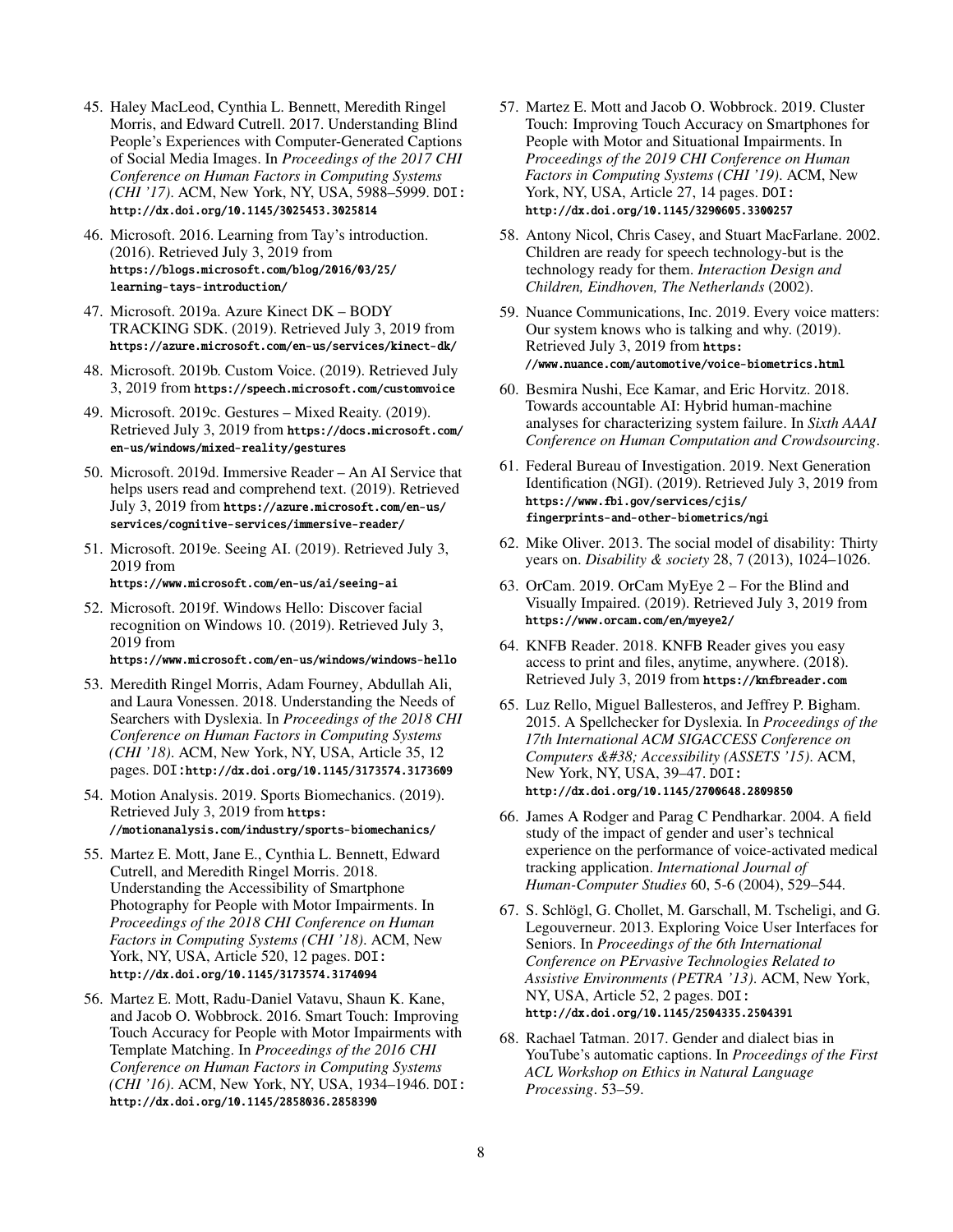45. Haley MacLeod, Cynthia L. Bennett, Meredith Ringel Morris, and Edward Cutrell. 2017. Understanding Blind People's Experiences with Computer-Generated Captions of Social Media Images. In *Proceedings of the 2017 CHI Conference on Human Factors in Computing Systems (CHI '17)*. ACM, New York, NY, USA, 5988–5999. DOI: http://dx.doi.org/10.1145/3025453.3025814

46. Microsoft. 2016. Learning from Tay's introduction. (2016). Retrieved July 3, 2019 from https://blogs.microsoft.com/blog/2016/03/25/learning-tays-introduction/

47. Microsoft. 2019a. Azure Kinect DK – BODY TRACKING SDK. (2019). Retrieved July 3, 2019 from https://azure.microsoft.com/en-us/services/kinect-dk/

48. Microsoft. 2019b. Custom Voice. (2019). Retrieved July 3, 2019 from https://speech.microsoft.com/customvoice

49. Microsoft. 2019c. Gestures – Mixed Reaity. (2019). Retrieved July 3, 2019 from https://docs.microsoft.com/en-us/windows/mixed-reality/gestures

50. Microsoft. 2019d. Immersive Reader – An AI Service that helps users read and comprehend text. (2019). Retrieved July 3, 2019 from https://azure.microsoft.com/en-us/services/cognitive-services/immersive-reader/

51. Microsoft. 2019e. Seeing AI. (2019). Retrieved July 3, 2019 from https://www.microsoft.com/en-us/ai/seeing-ai

52. Microsoft. 2019f. Windows Hello: Discover facial recognition on Windows 10. (2019). Retrieved July 3, 2019 from https://www.microsoft.com/en-us/windows/windows-hello

53. Meredith Ringel Morris, Adam Fourney, Abdullah Ali, and Laura Vonessen. 2018. Understanding the Needs of Searchers with Dyslexia. In *Proceedings of the 2018 CHI Conference on Human Factors in Computing Systems (CHI '18)*. ACM, New York, NY, USA, Article 35, 12 pages. DOI:http://dx.doi.org/10.1145/3173574.3173609

54. Motion Analysis. 2019. Sports Biomechanics. (2019). Retrieved July 3, 2019 from https://motionanalysis.com/industry/sports-biomechanics/

55. Martez E. Mott, Jane E., Cynthia L. Bennett, Edward Cutrell, and Meredith Ringel Morris. 2018. Understanding the Accessibility of Smartphone Photography for People with Motor Impairments. In *Proceedings of the 2018 CHI Conference on Human Factors in Computing Systems (CHI '18)*. ACM, New York, NY, USA, Article 520, 12 pages. DOI: http://dx.doi.org/10.1145/3173574.3174094

56. Martez E. Mott, Radu-Daniel Vatavu, Shaun K. Kane, and Jacob O. Wobbrock. 2016. Smart Touch: Improving Touch Accuracy for People with Motor Impairments with Template Matching. In *Proceedings of the 2016 CHI Conference on Human Factors in Computing Systems (CHI '16)*. ACM, New York, NY, USA, 1934–1946. DOI: http://dx.doi.org/10.1145/2858036.2858390

57. Martez E. Mott and Jacob O. Wobbrock. 2019. Cluster Touch: Improving Touch Accuracy on Smartphones for People with Motor and Situational Impairments. In *Proceedings of the 2019 CHI Conference on Human Factors in Computing Systems (CHI '19)*. ACM, New York, NY, USA, Article 27, 14 pages. DOI: http://dx.doi.org/10.1145/3290605.3300257

58. Antony Nicol, Chris Casey, and Stuart MacFarlane. 2002. Children are ready for speech technology-but is the technology ready for them. *Interaction Design and Children, Eindhoven, The Netherlands* (2002).

59. Nuance Communications, Inc. 2019. Every voice matters: Our system knows who is talking and why. (2019). Retrieved July 3, 2019 from https://www.nuance.com/automotive/voice-biometrics.html

60. Besmira Nushi, Ece Kamar, and Eric Horvitz. 2018. Towards accountable AI: Hybrid human-machine analyses for characterizing system failure. In *Sixth AAAI Conference on Human Computation and Crowdsourcing*.

61. Federal Bureau of Investigation. 2019. Next Generation Identification (NGI). (2019). Retrieved July 3, 2019 from https://www.fbi.gov/services/cjis/fingerprints-and-other-biometrics/ngi

62. Mike Oliver. 2013. The social model of disability: Thirty years on. *Disability & society* 28, 7 (2013), 1024–1026.

63. OrCam. 2019. OrCam MyEye 2 – For the Blind and Visually Impaired. (2019). Retrieved July 3, 2019 from https://www.orcam.com/en/myeye2/

64. KNFB Reader. 2018. KNFB Reader gives you easy access to print and files, anytime, anywhere. (2018). Retrieved July 3, 2019 from https://knfbreader.com

65. Luz Rello, Miguel Ballesteros, and Jeffrey P. Bigham. 2015. A Spellchecker for Dyslexia. In *Proceedings of the 17th International ACM SIGACCESS Conference on Computers &#38; Accessibility (ASSETS '15)*. ACM, New York, NY, USA, 39–47. DOI: http://dx.doi.org/10.1145/2700648.2809850

66. James A Rodger and Parag C Pendharkar. 2004. A field study of the impact of gender and user's technical experience on the performance of voice-activated medical tracking application. *International Journal of Human-Computer Studies* 60, 5-6 (2004), 529–544.

67. S. Schlögl, G. Chollet, M. Garschall, M. Tscheligi, and G. Legouverneur. 2013. Exploring Voice User Interfaces for Seniors. In *Proceedings of the 6th International Conference on PErvasive Technologies Related to Assistive Environments (PETRA '13)*. ACM, New York, NY, USA, Article 52, 2 pages. DOI: http://dx.doi.org/10.1145/2504335.2504391

68. Rachael Tatman. 2017. Gender and dialect bias in YouTube's automatic captions. In *Proceedings of the First ACL Workshop on Ethics in Natural Language Processing*. 53–59.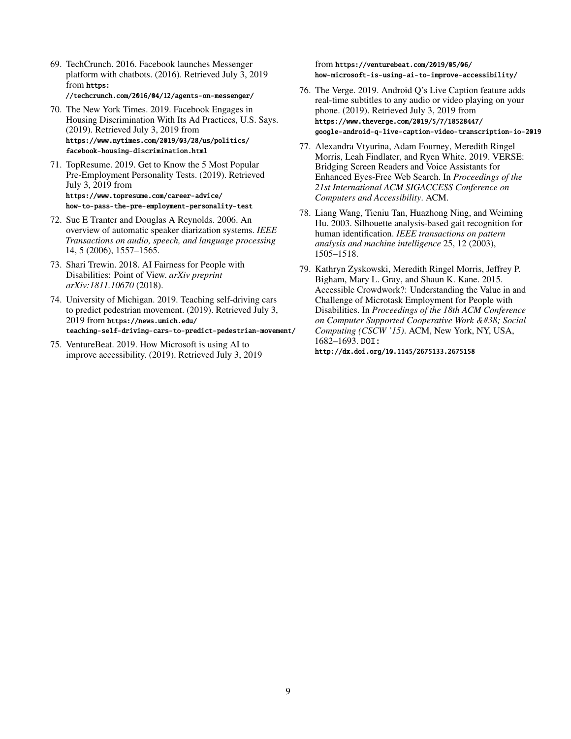69. TechCrunch. 2016. Facebook launches Messenger platform with chatbots. (2016). Retrieved July 3, 2019 from https://techcrunch.com/2016/04/12/agents-on-messenger/

70. The New York Times. 2019. Facebook Engages in Housing Discrimination With Its Ad Practices, U.S. Says. (2019). Retrieved July 3, 2019 from https://www.nytimes.com/2019/03/28/us/politics/facebook-housing-discrimination.html

71. TopResume. 2019. Get to Know the 5 Most Popular Pre-Employment Personality Tests. (2019). Retrieved July 3, 2019 from https://www.topresume.com/career-advice/how-to-pass-the-pre-employment-personality-test

72. Sue E Tranter and Douglas A Reynolds. 2006. An overview of automatic speaker diarization systems. *IEEE Transactions on audio, speech, and language processing* 14, 5 (2006), 1557–1565.

73. Shari Trewin. 2018. AI Fairness for People with Disabilities: Point of View. *arXiv preprint arXiv:1811.10670* (2018).

74. University of Michigan. 2019. Teaching self-driving cars to predict pedestrian movement. (2019). Retrieved July 3, 2019 from https://news.umich.edu/teaching-self-driving-cars-to-predict-pedestrian-movement/

75. VentureBeat. 2019. How Microsoft is using AI to improve accessibility. (2019). Retrieved July 3, 2019 from https://venturebeat.com/2019/05/06/how-microsoft-is-using-ai-to-improve-accessibility/

76. The Verge. 2019. Android Q's Live Caption feature adds real-time subtitles to any audio or video playing on your phone. (2019). Retrieved July 3, 2019 from https://www.theverge.com/2019/5/7/18528447/google-android-q-live-caption-video-transcription-io-2019

77. Alexandra Vtyurina, Adam Fourney, Meredith Ringel Morris, Leah Findlater, and Ryen White. 2019. VERSE: Bridging Screen Readers and Voice Assistants for Enhanced Eyes-Free Web Search. In *Proceedings of the 21st International ACM SIGACCESS Conference on Computers and Accessibility*. ACM.

78. Liang Wang, Tieniu Tan, Huazhong Ning, and Weiming Hu. 2003. Silhouette analysis-based gait recognition for human identification. *IEEE transactions on pattern analysis and machine intelligence* 25, 12 (2003), 1505–1518.

79. Kathryn Zyskowski, Meredith Ringel Morris, Jeffrey P. Bigham, Mary L. Gray, and Shaun K. Kane. 2015. Accessible Crowdwork?: Understanding the Value in and Challenge of Microtask Employment for People with Disabilities. In *Proceedings of the 18th ACM Conference on Computer Supported Cooperative Work &#38; Social Computing (CSCW '15)*. ACM, New York, NY, USA, 1682–1693. DOI: http://dx.doi.org/10.1145/2675133.2675158